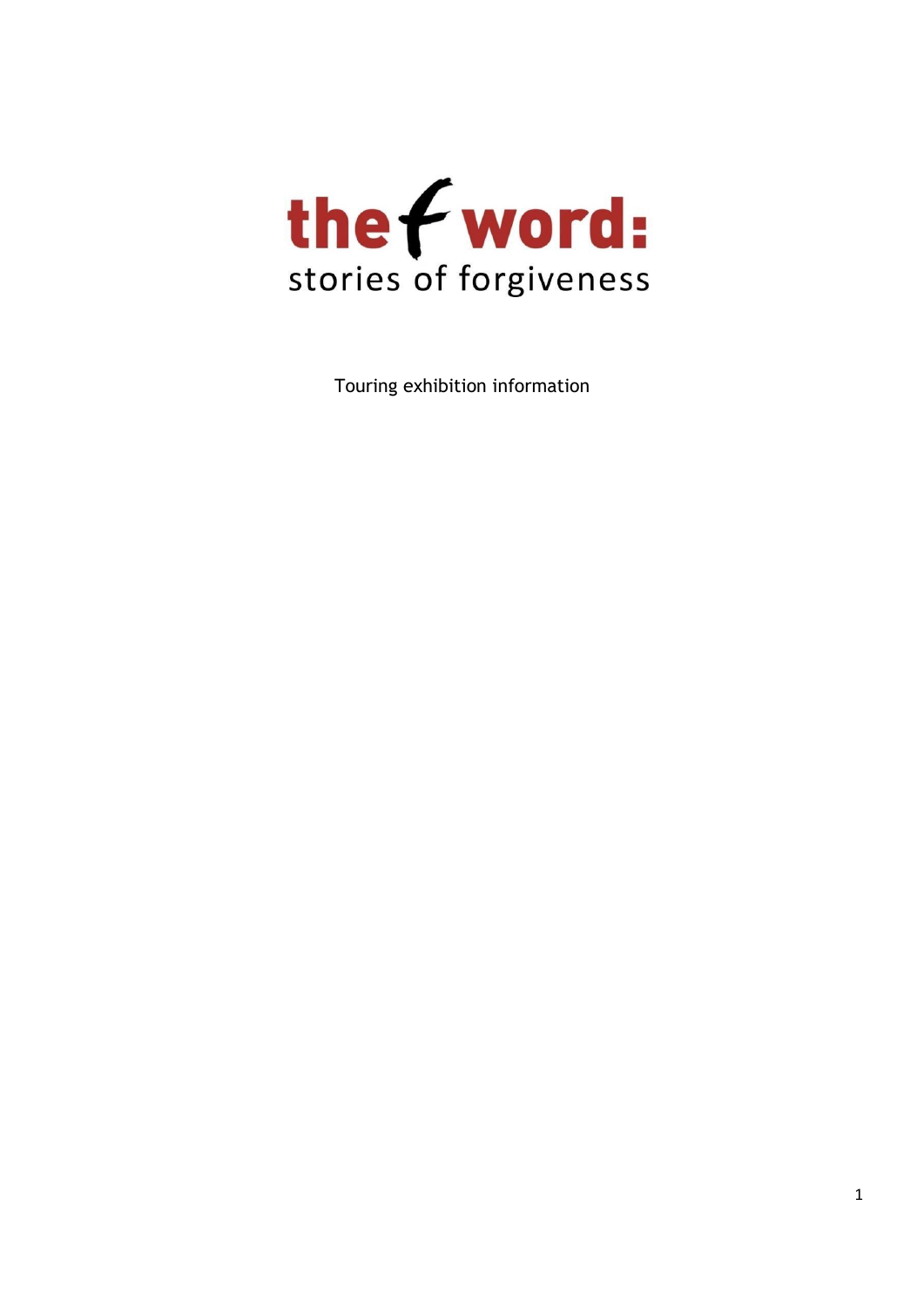# the f word: stories of forgiveness

Touring exhibition information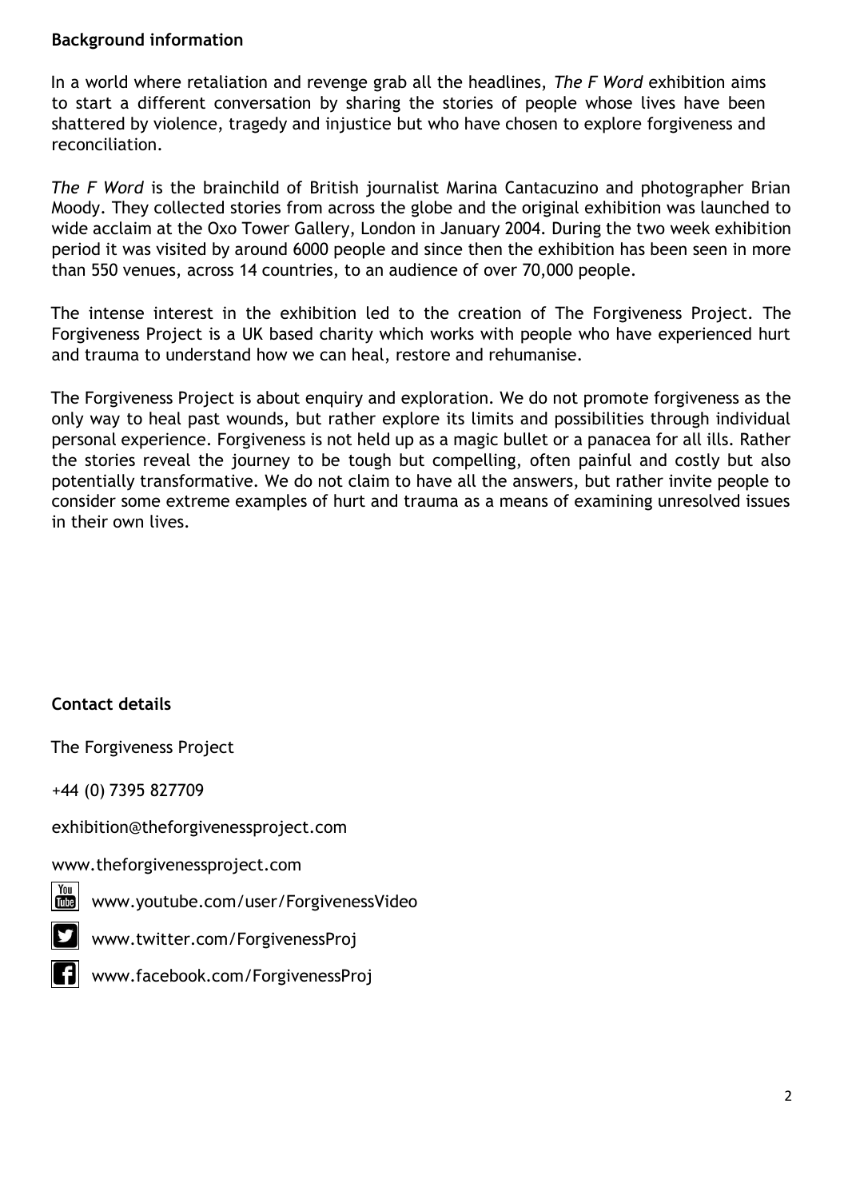## Background information

In a world where retaliation and revenge grab all the headlines, *The F Word* exhibition aims to start a different conversation by sharing the stories of people whose lives have been shattered by violence, tragedy and injustice but who have chosen to explore forgiveness and reconciliation.

*The F Word* is the brainchild of British journalist Marina Cantacuzino and photographer Brian Moody. They collected stories from across the globe and the original exhibition was launched to wide acclaim at the Oxo Tower Gallery, London in January 2004. During the two week exhibition period it was visited by around 6000 people and since then the exhibition has been seen in more than 550 venues, across 14 countries, to an audience of over 70,000 people.

The intense interest in the exhibition led to the creation of The Forgiveness Project. The Forgiveness Project is a UK based charity which works with people who have experienced hurt and trauma to understand how we can heal, restore and rehumanise.

The Forgiveness Project is about enquiry and exploration. We do not promote forgiveness as the only way to heal past wounds, but rather explore its limits and possibilities through individual personal experience. Forgiveness is not held up as a magic bullet or a panacea for all ills. Rather the stories reveal the journey to be tough but compelling, often painful and costly but also potentially transformative. We do not claim to have all the answers, but rather invite people to consider some extreme examples of hurt and trauma as a means of examining unresolved issues in their own lives.

## Contact details

The Forgiveness Project

+44 (0) 7395 827709

exhibition@theforgivenessproject.com

www.theforgivenessproject.com

www.youtube.com/user/ForgivenessVideo

www.twitter.com/ForgivenessProj

www.facebook.com/ForgivenessProj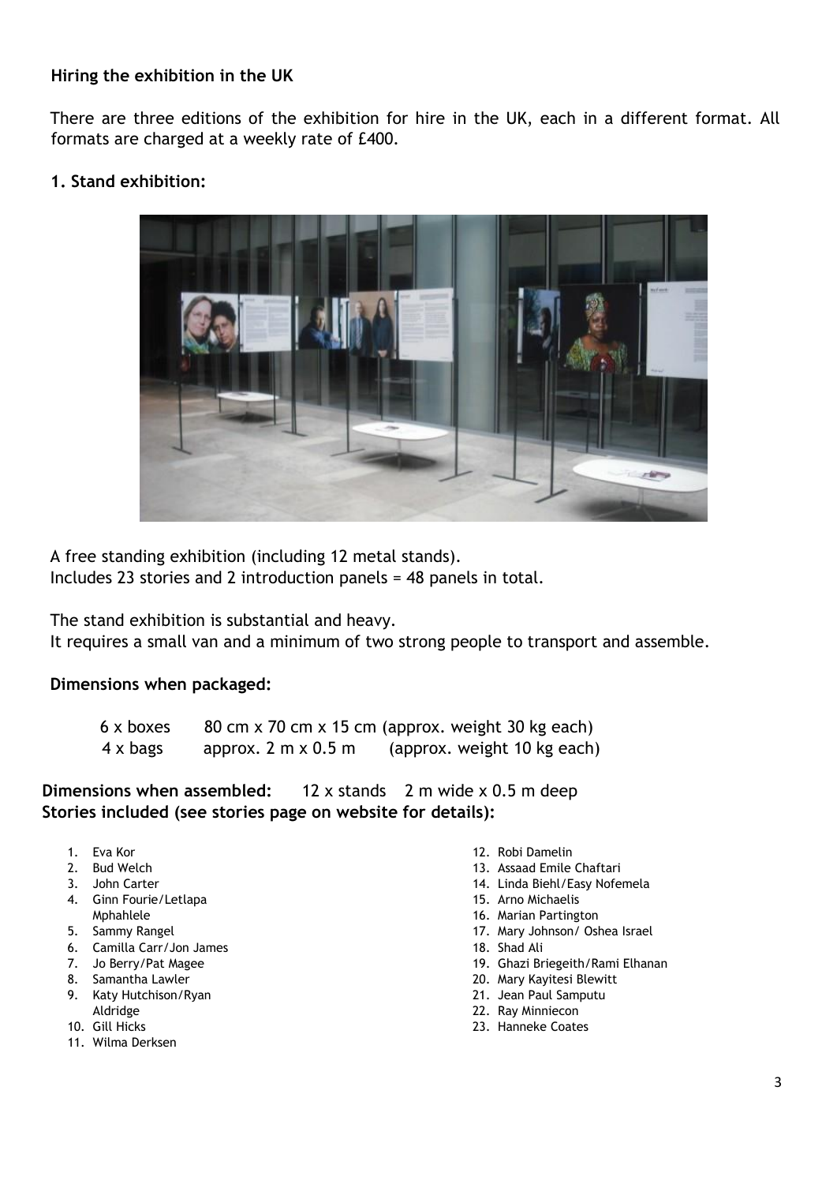### Hiring the exhibition in the UK

There are three editions of the exhibition for hire in the UK, each in a different format. All formats are charged at a weekly rate of £400.

### 1. Stand exhibition:

A free standing exhibition (including 12 metal stands).
Includes 23 stories and 2 introduction panels = 48 panels in total.

The stand exhibition is substantial and heavy.
It requires a small van and a minimum of two strong people to transport and assemble.

**Dimensions when packaged:**

| | | |
|---|---|---|
| 6 x boxes | 80 cm x 70 cm x 15 cm | (approx. weight 30 kg each) |
| 4 x bags | approx. 2 m x 0.5 m | (approx. weight 10 kg each) |

**Dimensions when assembled:** 12 x stands 2 m wide x 0.5 m deep

**Stories included (see stories page on website for details):**

1. Eva Kor
2. Bud Welch
3. John Carter
4. Ginn Fourie/Letlapa Mphahlele
5. Sammy Rangel
6. Camilla Carr/Jon James
7. Jo Berry/Pat Magee
8. Samantha Lawler
9. Katy Hutchison/Ryan Aldridge
10. Gill Hicks
11. Wilma Derksen
12. Robi Damelin
13. Assaad Emile Chaftari
14. Linda Biehl/Easy Nofemela
15. Arno Michaelis
16. Marian Partington
17. Mary Johnson/ Oshea Israel
18. Shad Ali
19. Ghazi Briegeith/Rami Elhanan
20. Mary Kayitesi Blewitt
21. Jean Paul Samputu
22. Ray Minniecon
23. Hanneke Coates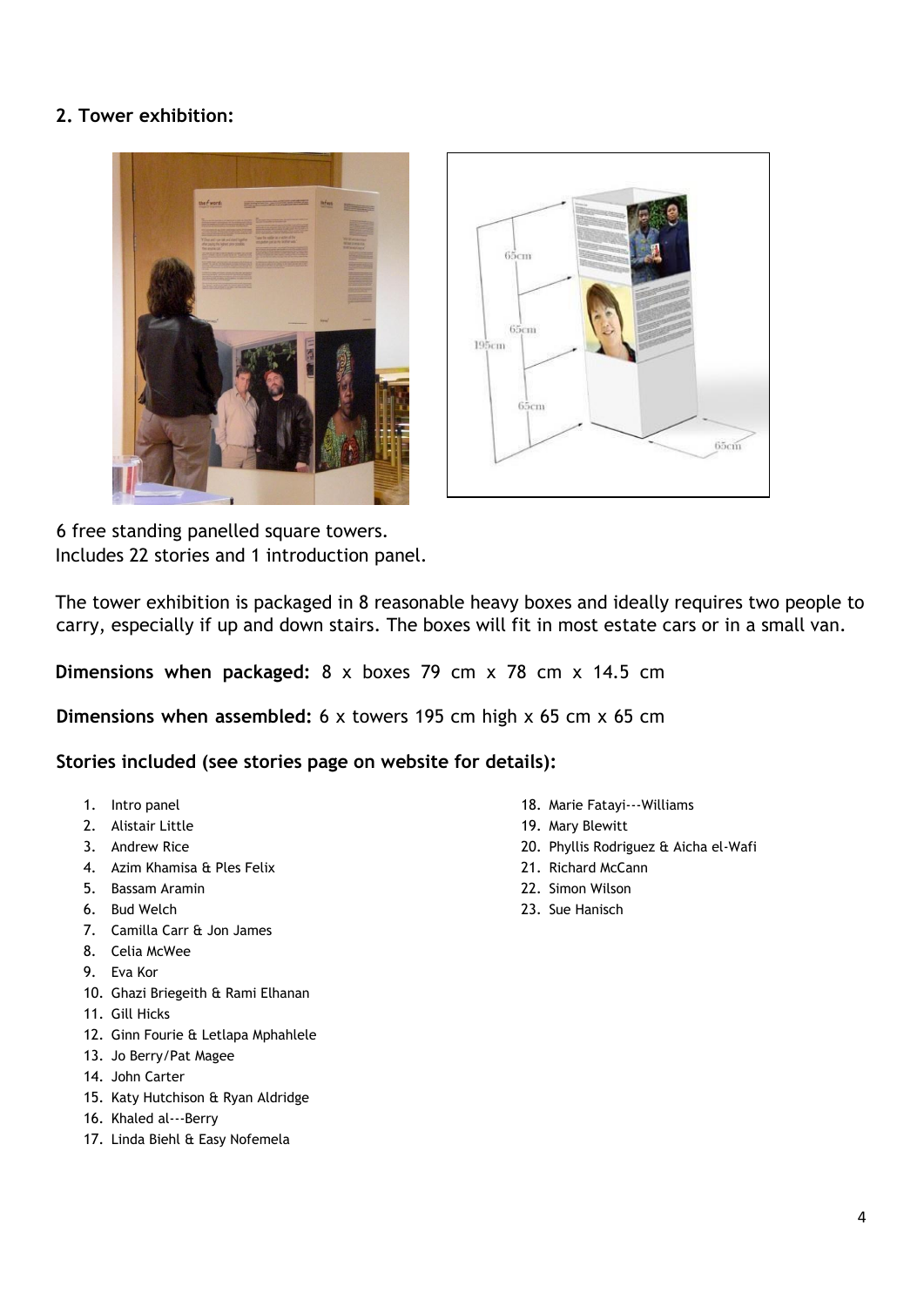## 2. Tower exhibition:

6 free standing panelled square towers.
Includes 22 stories and 1 introduction panel.

The tower exhibition is packaged in 8 reasonable heavy boxes and ideally requires two people to carry, especially if up and down stairs. The boxes will fit in most estate cars or in a small van.

**Dimensions when packaged:** 8 x boxes 79 cm x 78 cm x 14.5 cm

**Dimensions when assembled:** 6 x towers 195 cm high x 65 cm x 65 cm

**Stories included (see stories page on website for details):**

1. Intro panel
2. Alistair Little
3. Andrew Rice
4. Azim Khamisa & Ples Felix
5. Bassam Aramin
6. Bud Welch
7. Camilla Carr & Jon James
8. Celia McWee
9. Eva Kor
10. Ghazi Briegeith & Rami Elhanan
11. Gill Hicks
12. Ginn Fourie & Letlapa Mphahlele
13. Jo Berry/Pat Magee
14. John Carter
15. Katy Hutchison & Ryan Aldridge
16. Khaled al---Berry
17. Linda Biehl & Easy Nofemela
18. Marie Fatayi---Williams
19. Mary Blewitt
20. Phyllis Rodriguez & Aicha el-Wafi
21. Richard McCann
22. Simon Wilson
23. Sue Hanisch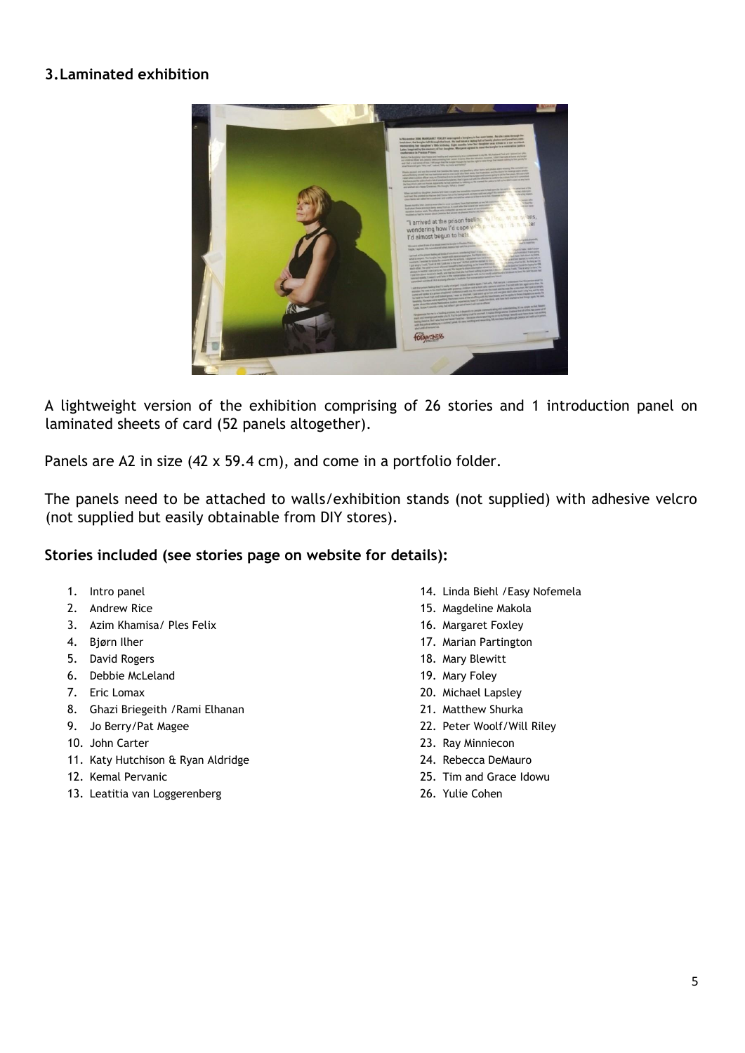### 3. Laminated exhibition

A lightweight version of the exhibition comprising of 26 stories and 1 introduction panel on laminated sheets of card (52 panels altogether).

Panels are A2 in size (42 x 59.4 cm), and come in a portfolio folder.

The panels need to be attached to walls/exhibition stands (not supplied) with adhesive velcro (not supplied but easily obtainable from DIY stores).

**Stories included (see stories page on website for details):**

1. Intro panel
2. Andrew Rice
3. Azim Khamisa/ Ples Felix
4. Bjørn Ilher
5. David Rogers
6. Debbie McLeland
7. Eric Lomax
8. Ghazi Briegeith /Rami Elhanan
9. Jo Berry/Pat Magee
10. John Carter
11. Katy Hutchison & Ryan Aldridge
12. Kemal Pervanic
13. Leatitia van Loggerenberg
14. Linda Biehl /Easy Nofemela
15. Magdeline Makola
16. Margaret Foxley
17. Marian Partington
18. Mary Blewitt
19. Mary Foley
20. Michael Lapsley
21. Matthew Shurka
22. Peter Woolf/Will Riley
23. Ray Minniecon
24. Rebecca DeMauro
25. Tim and Grace Idowu
26. Yulie Cohen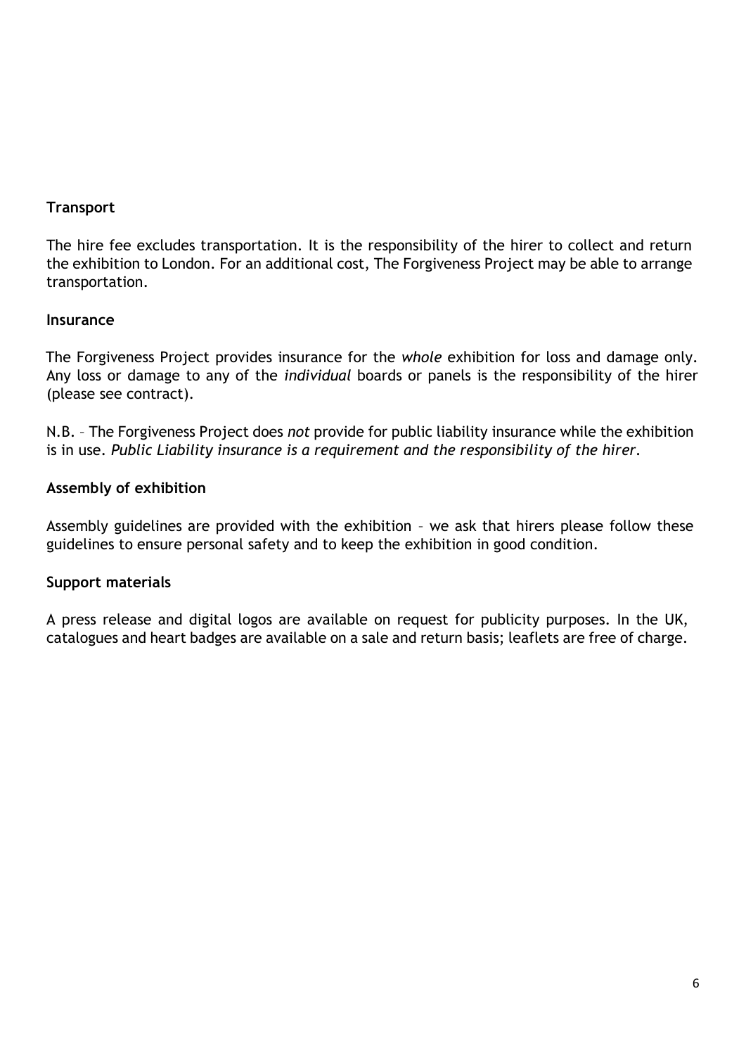**Transport**

The hire fee excludes transportation. It is the responsibility of the hirer to collect and return the exhibition to London. For an additional cost, The Forgiveness Project may be able to arrange transportation.

**Insurance**

The Forgiveness Project provides insurance for the *whole* exhibition for loss and damage only. Any loss or damage to any of the *individual* boards or panels is the responsibility of the hirer (please see contract).

N.B. – The Forgiveness Project does *not* provide for public liability insurance while the exhibition is in use. *Public Liability insurance is a requirement and the responsibility of the hirer.*

**Assembly of exhibition**

Assembly guidelines are provided with the exhibition – we ask that hirers please follow these guidelines to ensure personal safety and to keep the exhibition in good condition.

**Support materials**

A press release and digital logos are available on request for publicity purposes. In the UK, catalogues and heart badges are available on a sale and return basis; leaflets are free of charge.